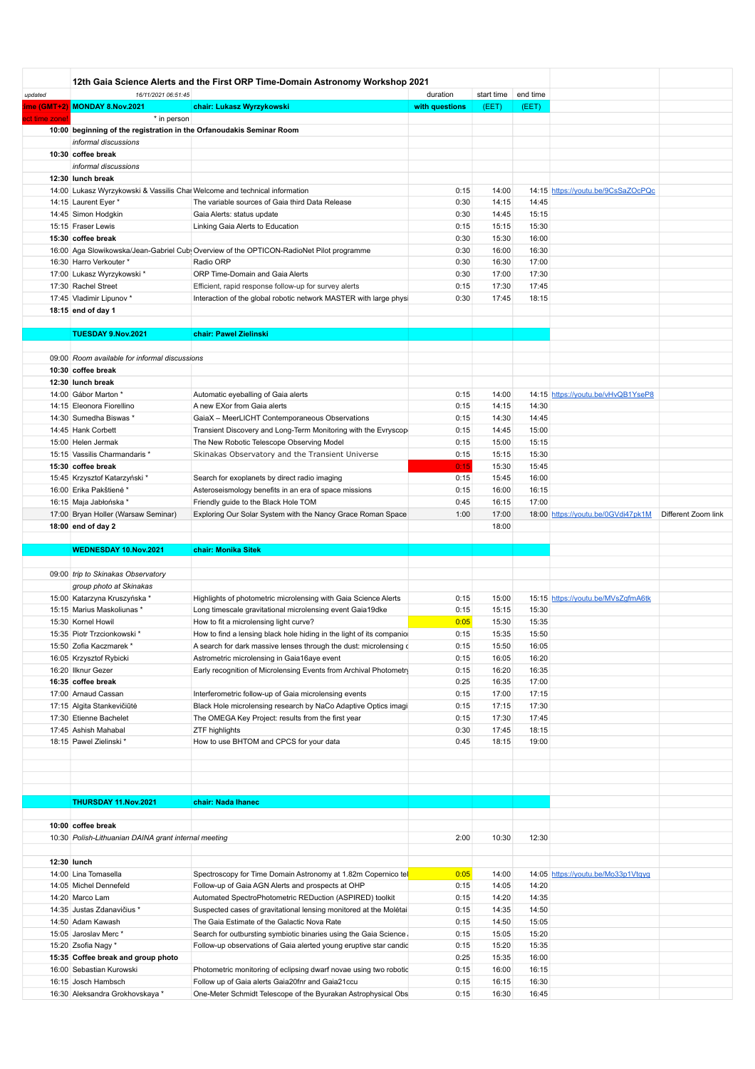# 12th Gaia Science Alerts and the First ORP Time-Domain Astronomy Workshop 2021

| updated | 16/11/2021 06:51:45 | | duration | start time | end time | | |
|---|---|---|---|---|---|---|---|
| time (GMT+2) | **MONDAY 8.Nov.2021** | **chair: Lukasz Wyrzykowski** | **with questions** | (EET) | (EET) | | |
| ect time zone! | * in person | | | | | | |
| **10:00** | **beginning of the registration in the Orfanoudakis Seminar Room** | | | | | | |
| | *informal discussions* | | | | | | |
| **10:30** | **coffee break** | | | | | | |
| | *informal discussions* | | | | | | |
| **12:30** | **lunch break** | | | | | | |
| 14:00 | Lukasz Wyrzykowski & Vassilis Char | Welcome and technical information | 0:15 | 14:00 | 14:15 | https://youtu.be/9CsSaZOcPQc | |
| 14:15 | Laurent Eyer * | The variable sources of Gaia third Data Release | 0:30 | 14:15 | 14:45 | | |
| 14:45 | Simon Hodgkin | Gaia Alerts: status update | 0:30 | 14:45 | 15:15 | | |
| 15:15 | Fraser Lewis | Linking Gaia Alerts to Education | 0:15 | 15:15 | 15:30 | | |
| **15:30** | **coffee break** | | 0:30 | 15:30 | 16:00 | | |
| 16:00 | Aga Slowikowska/Jean-Gabriel Cub | Overview of the OPTICON-RadioNet Pilot programme | 0:30 | 16:00 | 16:30 | | |
| 16:30 | Harro Verkouter * | Radio ORP | 0:30 | 16:30 | 17:00 | | |
| 17:00 | Lukasz Wyrzykowski * | ORP Time-Domain and Gaia Alerts | 0:30 | 17:00 | 17:30 | | |
| 17:30 | Rachel Street | Efficient, rapid response follow-up for survey alerts | 0:15 | 17:30 | 17:45 | | |
| 17:45 | Vladimir Lipunov * | Interaction of the global robotic network MASTER with large physi | 0:30 | 17:45 | 18:15 | | |
| **18:15** | **end of day 1** | | | | | | |
| | | | | | | | |
| | **TUESDAY 9.Nov.2021** | **chair: Pawel Zielinski** | | | | | |
| | | | | | | | |
| 09:00 | *Room available for informal discussions* | | | | | | |
| **10:30** | **coffee break** | | | | | | |
| **12:30** | **lunch break** | | | | | | |
| 14:00 | Gábor Marton * | Automatic eyeballing of Gaia alerts | 0:15 | 14:00 | 14:15 | https://youtu.be/vHvQB1YseP8 | |
| 14:15 | Eleonora Fiorellino | A new EXor from Gaia alerts | 0:15 | 14:15 | 14:30 | | |
| 14:30 | Sumedha Biswas * | GaiaX – MeerLICHT Contemporaneous Observations | 0:15 | 14:30 | 14:45 | | |
| 14:45 | Hank Corbett | Transient Discovery and Long-Term Monitoring with the Evryscop | 0:15 | 14:45 | 15:00 | | |
| 15:00 | Helen Jermak | The New Robotic Telescope Observing Model | 0:15 | 15:00 | 15:15 | | |
| 15:15 | Vassilis Charmandaris * | Skinakas Observatory and the Transient Universe | 0:15 | 15:15 | 15:30 | | |
| **15:30** | **coffee break** | | 0:15 | 15:30 | 15:45 | | |
| 15:45 | Krzysztof Katarzyński * | Search for exoplanets by direct radio imaging | 0:15 | 15:45 | 16:00 | | |
| 16:00 | Erika Pakštienė * | Asteroseismology benefits in an era of space missions | 0:15 | 16:00 | 16:15 | | |
| 16:15 | Maja Jabłońska * | Friendly guide to the Black Hole TOM | 0:45 | 16:15 | 17:00 | | |
| 17:00 | Bryan Holler (Warsaw Seminar) | Exploring Our Solar System with the Nancy Grace Roman Space | 1:00 | 17:00 | 18:00 | https://youtu.be/0GVdi47pk1M | Different Zoom link |
| **18:00** | **end of day 2** | | | 18:00 | | | |
| | | | | | | | |
| | **WEDNESDAY 10.Nov.2021** | **chair: Monika Sitek** | | | | | |
| | | | | | | | |
| 09:00 | *trip to Skinakas Observatory* | | | | | | |
| | *group photo at Skinakas* | | | | | | |
| 15:00 | Katarzyna Kruszyńska * | Highlights of photometric microlensing with Gaia Science Alerts | 0:15 | 15:00 | 15:15 | https://youtu.be/MVsZqfmA6tk | |
| 15:15 | Marius Maskoliunas * | Long timescale gravitational microlensing event Gaia19dke | 0:15 | 15:15 | 15:30 | | |
| 15:30 | Kornel Howil | How to fit a microlensing light curve? | 0:05 | 15:30 | 15:35 | | |
| 15:35 | Piotr Trzcionkowski * | How to find a lensing black hole hiding in the light of its companio | 0:15 | 15:35 | 15:50 | | |
| 15:50 | Zofia Kaczmarek * | A search for dark massive lenses through the dust: microlensing c | 0:15 | 15:50 | 16:05 | | |
| 16:05 | Krzysztof Rybicki | Astrometric microlensing in Gaia16aye event | 0:15 | 16:05 | 16:20 | | |
| 16:20 | Ilknur Gezer | Early recognition of Microlensing Events from Archival Photometry | 0:15 | 16:20 | 16:35 | | |
| **16:35** | **coffee break** | | 0:25 | 16:35 | 17:00 | | |
| 17:00 | Arnaud Cassan | Interferometric follow-up of Gaia microlensing events | 0:15 | 17:00 | 17:15 | | |
| 17:15 | Algita Stankevičiūtė | Black Hole microlensing research by NaCo Adaptive Optics imagi | 0:15 | 17:15 | 17:30 | | |
| 17:30 | Etienne Bachelet | The OMEGA Key Project: results from the first year | 0:15 | 17:30 | 17:45 | | |
| 17:45 | Ashish Mahabal | ZTF highlights | 0:30 | 17:45 | 18:15 | | |
| 18:15 | Pawel Zielinski * | How to use BHTOM and CPCS for your data | 0:45 | 18:15 | 19:00 | | |
| | | | | | | | |
| | **THURSDAY 11.Nov.2021** | **chair: Nada Ihanec** | | | | | |
| | | | | | | | |
| **10:00** | **coffee break** | | | | | | |
| 10:30 | *Polish-Lithuanian DAINA grant internal meeting* | | 2:00 | 10:30 | 12:30 | | |
| | | | | | | | |
| **12:30** | **lunch** | | | | | | |
| 14:00 | Lina Tomasella | Spectroscopy for Time Domain Astronomy at 1.82m Copernico tel | 0:05 | 14:00 | 14:05 | https://youtu.be/Mo33p1Vtqyg | |
| 14:05 | Michel Dennefeld | Follow-up of Gaia AGN Alerts and prospects at OHP | 0:15 | 14:05 | 14:20 | | |
| 14:20 | Marco Lam | Automated SpectroPhotometric REduction (ASPIRED) toolkit | 0:15 | 14:20 | 14:35 | | |
| 14:35 | Justas Zdanavičius * | Suspected cases of gravitational lensing monitored at the Molėtai | 0:15 | 14:35 | 14:50 | | |
| 14:50 | Adam Kawash | The Gaia Estimate of the Galactic Nova Rate | 0:15 | 14:50 | 15:05 | | |
| 15:05 | Jaroslav Merc * | Search for outbursting symbiotic binaries using the Gaia Science | 0:15 | 15:05 | 15:20 | | |
| 15:20 | Zsofia Nagy * | Follow-up observations of Gaia alerted young eruptive star candic | 0:15 | 15:20 | 15:35 | | |
| **15:35** | **Coffee break and group photo** | | 0:25 | 15:35 | 16:00 | | |
| 16:00 | Sebastian Kurowski | Photometric monitoring of eclipsing dwarf novae using two robotic | 0:15 | 16:00 | 16:15 | | |
| 16:15 | Josch Hambsch | Follow up of Gaia alerts Gaia20fnr and Gaia21ccu | 0:15 | 16:15 | 16:30 | | |
| 16:30 | Aleksandra Grokhovskaya * | One-Meter Schmidt Telescope of the Byurakan Astrophysical Obs | 0:15 | 16:30 | 16:45 | | |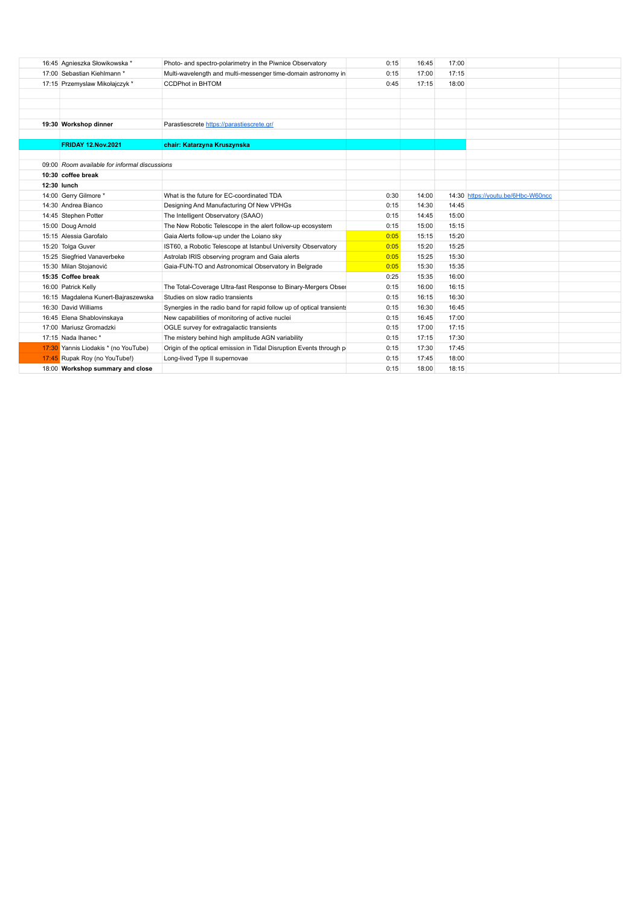| | | | | | | | |
|---|---|---|---|---|---|---|---|
| 16:45 | Agnieszka Słowikowska * | Photo- and spectro-polarimetry in the Piwnice Observatory | 0:15 | 16:45 | 17:00 | | |
| 17:00 | Sebastian Kiehlmann * | Multi-wavelength and multi-messenger time-domain astronomy in | 0:15 | 17:00 | 17:15 | | |
| 17:15 | Przemyslaw Mikołajczyk * | CCDPhot in BHTOM | 0:45 | 17:15 | 18:00 | | |
| | | | | | | | |
| | | | | | | | |
| | | | | | | | |
| **19:30** | **Workshop dinner** | Parastiescrete https://parastiescrete.gr/ | | | | | |
| | | | | | | | |
| | **FRIDAY 12.Nov.2021** | **chair: Katarzyna Kruszynska** | | | | | |
| | | | | | | | |
| 09:00 | *Room available for informal discussions* | | | | | | |
| **10:30** | **coffee break** | | | | | | |
| **12:30** | **lunch** | | | | | | |
| 14:00 | Gerry Gilmore * | What is the future for EC-coordinated TDA | 0:30 | 14:00 | 14:30 | https://youtu.be/6Hbc-W60ncc | |
| 14:30 | Andrea Bianco | Designing And Manufacturing Of New VPHGs | 0:15 | 14:30 | 14:45 | | |
| 14:45 | Stephen Potter | The Intelligent Observatory (SAAO) | 0:15 | 14:45 | 15:00 | | |
| 15:00 | Doug Arnold | The New Robotic Telescope in the alert follow-up ecosystem | 0:15 | 15:00 | 15:15 | | |
| 15:15 | Alessia Garofalo | Gaia Alerts follow-up under the Loiano sky | 0:05 | 15:15 | 15:20 | | |
| 15:20 | Tolga Guver | IST60, a Robotic Telescope at Istanbul University Observatory | 0:05 | 15:20 | 15:25 | | |
| 15:25 | Siegfried Vanaverbeke | Astrolab IRIS observing program and Gaia alerts | 0:05 | 15:25 | 15:30 | | |
| 15:30 | Milan Stojanović | Gaia-FUN-TO and Astronomical Observatory in Belgrade | 0:05 | 15:30 | 15:35 | | |
| **15:35** | **Coffee break** | | 0:25 | 15:35 | 16:00 | | |
| 16:00 | Patrick Kelly | The Total-Coverage Ultra-fast Response to Binary-Mergers Obser | 0:15 | 16:00 | 16:15 | | |
| 16:15 | Magdalena Kunert-Bajraszewska | Studies on slow radio transients | 0:15 | 16:15 | 16:30 | | |
| 16:30 | David Williams | Synergies in the radio band for rapid follow up of optical transients | 0:15 | 16:30 | 16:45 | | |
| 16:45 | Elena Shablovinskaya | New capabilities of monitoring of active nuclei | 0:15 | 16:45 | 17:00 | | |
| 17:00 | Mariusz Gromadzki | OGLE survey for extragalactic transients | 0:15 | 17:00 | 17:15 | | |
| 17:15 | Nada Ihanec * | The mistery behind high amplitude AGN variability | 0:15 | 17:15 | 17:30 | | |
| 17:30 | Yannis Liodakis * (no YouTube) | Origin of the optical emission in Tidal Disruption Events through p | 0:15 | 17:30 | 17:45 | | |
| 17:45 | Rupak Roy (no YouTube!) | Long-lived Type II supernovae | 0:15 | 17:45 | 18:00 | | |
| 18:00 | **Workshop summary and close** | | 0:15 | 18:00 | 18:15 | | |